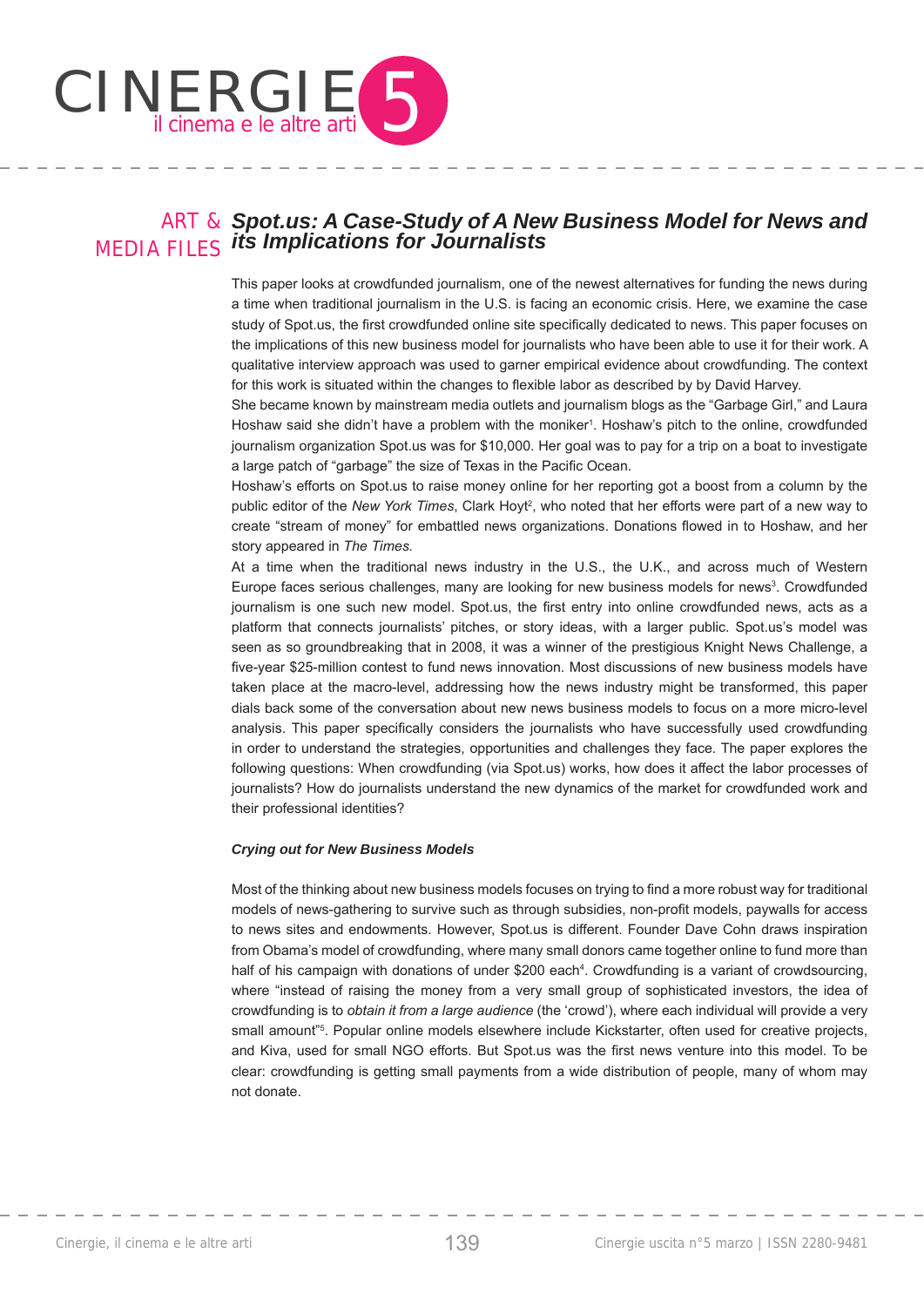# Spot.us: A Case-Study of A New Business Model for News and its Implications for Journalists

This paper looks at crowdfunded journalism, one of the newest alternatives for funding the news during a time when traditional journalism in the U.S. is facing an economic crisis. Here, we examine the case study of Spot.us, the first crowdfunded online site specifically dedicated to news. This paper focuses on the implications of this new business model for journalists who have been able to use it for their work. A qualitative interview approach was used to garner empirical evidence about crowdfunding. The context for this work is situated within the changes to flexible labor as described by David Harvey.

She became known by mainstream media outlets and journalism blogs as the "Garbage Girl," and Laura Hoshaw said she didn't have a problem with the moniker[1]. Hoshaw's pitch to the online, crowdfunded journalism organization Spot.us was for $10,000. Her goal was to pay for a trip on a boat to investigate a large patch of "garbage" the size of Texas in the Pacific Ocean.

Hoshaw's efforts on Spot.us to raise money online for her reporting got a boost from a column by the public editor of the *New York Times*, Clark Hoyt[2], who noted that her efforts were part of a new way to create "stream of money" for embattled news organizations. Donations flowed in to Hoshaw, and her story appeared in *The Times.*

At a time when the traditional news industry in the U.S., the U.K., and across much of Western Europe faces serious challenges, many are looking for new business models for news[3]. Crowdfunded journalism is one such new model. Spot.us, the first entry into online crowdfunded news, acts as a platform that connects journalists' pitches, or story ideas, with a larger public. Spot.us's model was seen as so groundbreaking that in 2008, it was a winner of the prestigious Knight News Challenge, a five-year $25-million contest to fund news innovation. Most discussions of new business models have taken place at the macro-level, addressing how the news industry might be transformed, this paper dials back some of the conversation about new news business models to focus on a more micro-level analysis. This paper specifically considers the journalists who have successfully used crowdfunding in order to understand the strategies, opportunities and challenges they face. The paper explores the following questions: When crowdfunding (via Spot.us) works, how does it affect the labor processes of journalists? How do journalists understand the new dynamics of the market for crowdfunded work and their professional identities?

### *Crying out for New Business Models*

Most of the thinking about new business models focuses on trying to find a more robust way for traditional models of news-gathering to survive such as through subsidies, non-profit models, paywalls for access to news sites and endowments. However, Spot.us is different. Founder Dave Cohn draws inspiration from Obama's model of crowdfunding, where many small donors came together online to fund more than half of his campaign with donations of under $200 each[4]. Crowdfunding is a variant of crowdsourcing, where "instead of raising the money from a very small group of sophisticated investors, the idea of crowdfunding is to *obtain it from a large audience* (the 'crowd'), where each individual will provide a very small amount"[5]. Popular online models elsewhere include Kickstarter, often used for creative projects, and Kiva, used for small NGO efforts. But Spot.us was the first news venture into this model. To be clear: crowdfunding is getting small payments from a wide distribution of people, many of whom may not donate.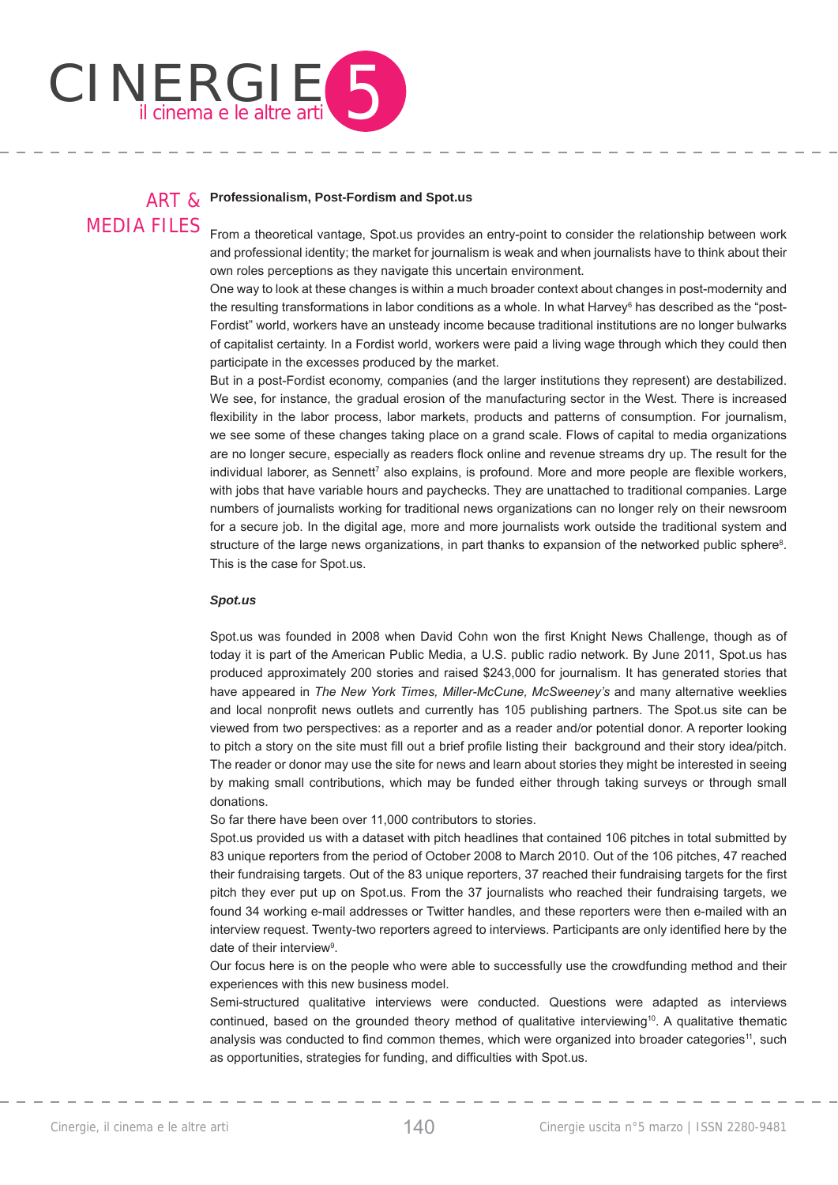## Professionalism, Post-Fordism and Spot.us

From a theoretical vantage, Spot.us provides an entry-point to consider the relationship between work and professional identity; the market for journalism is weak and when journalists have to think about their own roles perceptions as they navigate this uncertain environment.

One way to look at these changes is within a much broader context about changes in post-modernity and the resulting transformations in labor conditions as a whole. In what Harvey[6] has described as the "post-Fordist" world, workers have an unsteady income because traditional institutions are no longer bulwarks of capitalist certainty. In a Fordist world, workers were paid a living wage through which they could then participate in the excesses produced by the market.

But in a post-Fordist economy, companies (and the larger institutions they represent) are destabilized. We see, for instance, the gradual erosion of the manufacturing sector in the West. There is increased flexibility in the labor process, labor markets, products and patterns of consumption. For journalism, we see some of these changes taking place on a grand scale. Flows of capital to media organizations are no longer secure, especially as readers flock online and revenue streams dry up. The result for the individual laborer, as Sennett[7] also explains, is profound. More and more people are flexible workers, with jobs that have variable hours and paychecks. They are unattached to traditional companies. Large numbers of journalists working for traditional news organizations can no longer rely on their newsroom for a secure job. In the digital age, more and more journalists work outside the traditional system and structure of the large news organizations, in part thanks to expansion of the networked public sphere[8]. This is the case for Spot.us.

### *Spot.us*

Spot.us was founded in 2008 when David Cohn won the first Knight News Challenge, though as of today it is part of the American Public Media, a U.S. public radio network. By June 2011, Spot.us has produced approximately 200 stories and raised $243,000 for journalism. It has generated stories that have appeared in *The New York Times, Miller-McCune, McSweeney's* and many alternative weeklies and local nonprofit news outlets and currently has 105 publishing partners. The Spot.us site can be viewed from two perspectives: as a reporter and as a reader and/or potential donor. A reporter looking to pitch a story on the site must fill out a brief profile listing their background and their story idea/pitch. The reader or donor may use the site for news and learn about stories they might be interested in seeing by making small contributions, which may be funded either through taking surveys or through small donations.

So far there have been over 11,000 contributors to stories.

Spot.us provided us with a dataset with pitch headlines that contained 106 pitches in total submitted by 83 unique reporters from the period of October 2008 to March 2010. Out of the 106 pitches, 47 reached their fundraising targets. Out of the 83 unique reporters, 37 reached their fundraising targets for the first pitch they ever put up on Spot.us. From the 37 journalists who reached their fundraising targets, we found 34 working e-mail addresses or Twitter handles, and these reporters were then e-mailed with an interview request. Twenty-two reporters agreed to interviews. Participants are only identified here by the date of their interview[9].

Our focus here is on the people who were able to successfully use the crowdfunding method and their experiences with this new business model.

Semi-structured qualitative interviews were conducted. Questions were adapted as interviews continued, based on the grounded theory method of qualitative interviewing[10]. A qualitative thematic analysis was conducted to find common themes, which were organized into broader categories[11], such as opportunities, strategies for funding, and difficulties with Spot.us.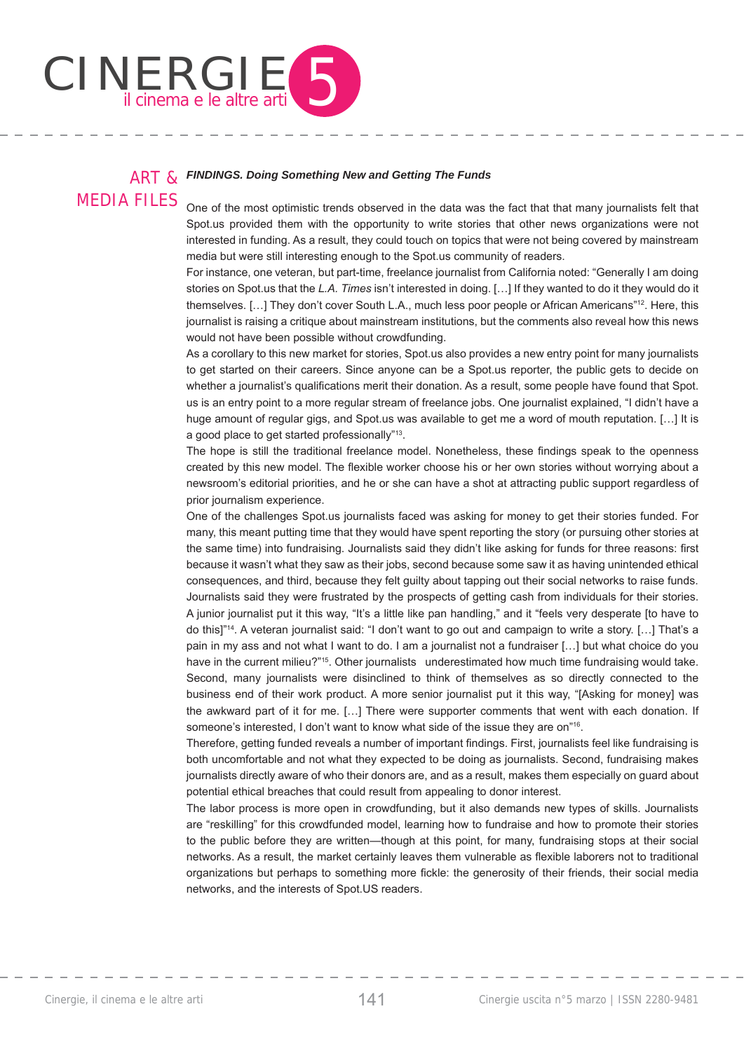### *FINDINGS. Doing Something New and Getting The Funds*

One of the most optimistic trends observed in the data was the fact that that many journalists felt that Spot.us provided them with the opportunity to write stories that other news organizations were not interested in funding. As a result, they could touch on topics that were not being covered by mainstream media but were still interesting enough to the Spot.us community of readers.

For instance, one veteran, but part-time, freelance journalist from California noted: "Generally I am doing stories on Spot.us that the *L.A. Times* isn't interested in doing. […] If they wanted to do it they would do it themselves. […] They don't cover South L.A., much less poor people or African Americans"[12]. Here, this journalist is raising a critique about mainstream institutions, but the comments also reveal how this news would not have been possible without crowdfunding.

As a corollary to this new market for stories, Spot.us also provides a new entry point for many journalists to get started on their careers. Since anyone can be a Spot.us reporter, the public gets to decide on whether a journalist's qualifications merit their donation. As a result, some people have found that Spot.us is an entry point to a more regular stream of freelance jobs. One journalist explained, "I didn't have a huge amount of regular gigs, and Spot.us was available to get me a word of mouth reputation. […] It is a good place to get started professionally"[13].

The hope is still the traditional freelance model. Nonetheless, these findings speak to the openness created by this new model. The flexible worker choose his or her own stories without worrying about a newsroom's editorial priorities, and he or she can have a shot at attracting public support regardless of prior journalism experience.

One of the challenges Spot.us journalists faced was asking for money to get their stories funded. For many, this meant putting time that they would have spent reporting the story (or pursuing other stories at the same time) into fundraising. Journalists said they didn't like asking for funds for three reasons: first because it wasn't what they saw as their jobs, second because some saw it as having unintended ethical consequences, and third, because they felt guilty about tapping out their social networks to raise funds. Journalists said they were frustrated by the prospects of getting cash from individuals for their stories. A junior journalist put it this way, "It's a little like pan handling," and it "feels very desperate [to have to do this]"[14]. A veteran journalist said: "I don't want to go out and campaign to write a story. […] That's a pain in my ass and not what I want to do. I am a journalist not a fundraiser […] but what choice do you have in the current milieu?"[15]. Other journalists underestimated how much time fundraising would take. Second, many journalists were disinclined to think of themselves as so directly connected to the business end of their work product. A more senior journalist put it this way, "[Asking for money] was the awkward part of it for me. […] There were supporter comments that went with each donation. If someone's interested, I don't want to know what side of the issue they are on"[16].

Therefore, getting funded reveals a number of important findings. First, journalists feel like fundraising is both uncomfortable and not what they expected to be doing as journalists. Second, fundraising makes journalists directly aware of who their donors are, and as a result, makes them especially on guard about potential ethical breaches that could result from appealing to donor interest.

The labor process is more open in crowdfunding, but it also demands new types of skills. Journalists are "reskilling" for this crowdfunded model, learning how to fundraise and how to promote their stories to the public before they are written—though at this point, for many, fundraising stops at their social networks. As a result, the market certainly leaves them vulnerable as flexible laborers not to traditional organizations but perhaps to something more fickle: the generosity of their friends, their social media networks, and the interests of Spot.US readers.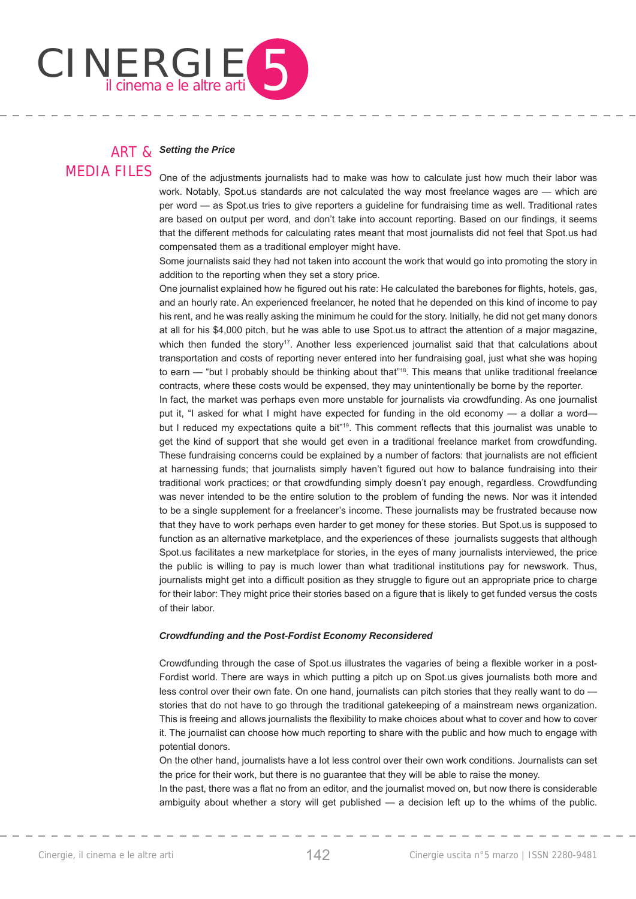### *Setting the Price*

One of the adjustments journalists had to make was how to calculate just how much their labor was work. Notably, Spot.us standards are not calculated the way most freelance wages are — which are per word — as Spot.us tries to give reporters a guideline for fundraising time as well. Traditional rates are based on output per word, and don't take into account reporting. Based on our findings, it seems that the different methods for calculating rates meant that most journalists did not feel that Spot.us had compensated them as a traditional employer might have.

Some journalists said they had not taken into account the work that would go into promoting the story in addition to the reporting when they set a story price.

One journalist explained how he figured out his rate: He calculated the barebones for flights, hotels, gas, and an hourly rate. An experienced freelancer, he noted that he depended on this kind of income to pay his rent, and he was really asking the minimum he could for the story. Initially, he did not get many donors at all for his $4,000 pitch, but he was able to use Spot.us to attract the attention of a major magazine, which then funded the story[17]. Another less experienced journalist said that that calculations about transportation and costs of reporting never entered into her fundraising goal, just what she was hoping to earn — "but I probably should be thinking about that"[18]. This means that unlike traditional freelance contracts, where these costs would be expensed, they may unintentionally be borne by the reporter.

In fact, the market was perhaps even more unstable for journalists via crowdfunding. As one journalist put it, "I asked for what I might have expected for funding in the old economy — a dollar a word— but I reduced my expectations quite a bit"[19]. This comment reflects that this journalist was unable to get the kind of support that she would get even in a traditional freelance market from crowdfunding. These fundraising concerns could be explained by a number of factors: that journalists are not efficient at harnessing funds; that journalists simply haven't figured out how to balance fundraising into their traditional work practices; or that crowdfunding simply doesn't pay enough, regardless. Crowdfunding was never intended to be the entire solution to the problem of funding the news. Nor was it intended to be a single supplement for a freelancer's income. These journalists may be frustrated because now that they have to work perhaps even harder to get money for these stories. But Spot.us is supposed to function as an alternative marketplace, and the experiences of these journalists suggests that although Spot.us facilitates a new marketplace for stories, in the eyes of many journalists interviewed, the price the public is willing to pay is much lower than what traditional institutions pay for newswork. Thus, journalists might get into a difficult position as they struggle to figure out an appropriate price to charge for their labor: They might price their stories based on a figure that is likely to get funded versus the costs of their labor.

### *Crowdfunding and the Post-Fordist Economy Reconsidered*

Crowdfunding through the case of Spot.us illustrates the vagaries of being a flexible worker in a post-Fordist world. There are ways in which putting a pitch up on Spot.us gives journalists both more and less control over their own fate. On one hand, journalists can pitch stories that they really want to do — stories that do not have to go through the traditional gatekeeping of a mainstream news organization. This is freeing and allows journalists the flexibility to make choices about what to cover and how to cover it. The journalist can choose how much reporting to share with the public and how much to engage with potential donors.

On the other hand, journalists have a lot less control over their own work conditions. Journalists can set the price for their work, but there is no guarantee that they will be able to raise the money.

In the past, there was a flat no from an editor, and the journalist moved on, but now there is considerable ambiguity about whether a story will get published — a decision left up to the whims of the public.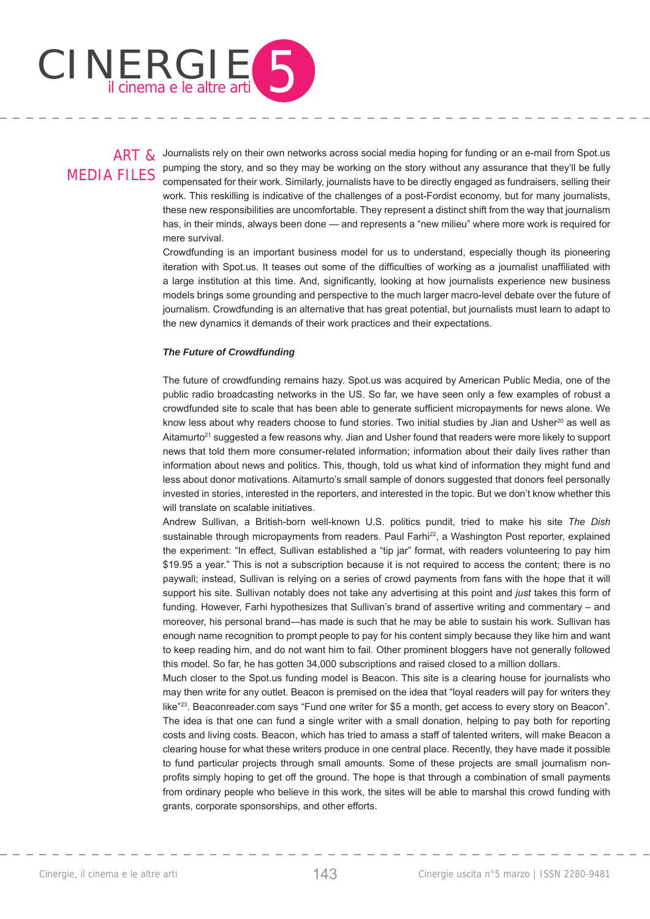Journalists rely on their own networks across social media hoping for funding or an e-mail from Spot.us pumping the story, and so they may be working on the story without any assurance that they'll be fully compensated for their work. Similarly, journalists have to be directly engaged as fundraisers, selling their work. This reskilling is indicative of the challenges of a post-Fordist economy, but for many journalists, these new responsibilities are uncomfortable. They represent a distinct shift from the way that journalism has, in their minds, always been done — and represents a "new milieu" where more work is required for mere survival.

Crowdfunding is an important business model for us to understand, especially though its pioneering iteration with Spot.us. It teases out some of the difficulties of working as a journalist unaffiliated with a large institution at this time. And, significantly, looking at how journalists experience new business models brings some grounding and perspective to the much larger macro-level debate over the future of journalism. Crowdfunding is an alternative that has great potential, but journalists must learn to adapt to the new dynamics it demands of their work practices and their expectations.

***The Future of Crowdfunding***

The future of crowdfunding remains hazy. Spot.us was acquired by American Public Media, one of the public radio broadcasting networks in the US. So far, we have seen only a few examples of robust a crowdfunded site to scale that has been able to generate sufficient micropayments for news alone. We know less about why readers choose to fund stories. Two initial studies by Jian and Usher[20] as well as Aitamurto[21] suggested a few reasons why. Jian and Usher found that readers were more likely to support news that told them more consumer-related information; information about their daily lives rather than information about news and politics. This, though, told us what kind of information they might fund and less about donor motivations. Aitamurto's small sample of donors suggested that donors feel personally invested in stories, interested in the reporters, and interested in the topic. But we don't know whether this will translate on scalable initiatives.

Andrew Sullivan, a British-born well-known U.S. politics pundit, tried to make his site *The Dish* sustainable through micropayments from readers. Paul Farhi[22], a Washington Post reporter, explained the experiment: "In effect, Sullivan established a "tip jar" format, with readers volunteering to pay him $19.95 a year." This is not a subscription because it is not required to access the content; there is no paywall; instead, Sullivan is relying on a series of crowd payments from fans with the hope that it will support his site. Sullivan notably does not take any advertising at this point and *just* takes this form of funding. However, Farhi hypothesizes that Sullivan's brand of assertive writing and commentary – and moreover, his personal brand—has made is such that he may be able to sustain his work. Sullivan has enough name recognition to prompt people to pay for his content simply because they like him and want to keep reading him, and do not want him to fail. Other prominent bloggers have not generally followed this model. So far, he has gotten 34,000 subscriptions and raised closed to a million dollars.

Much closer to the Spot.us funding model is Beacon. This site is a clearing house for journalists who may then write for any outlet. Beacon is premised on the idea that "loyal readers will pay for writers they like"[23]. Beaconreader.com says "Fund one writer for $5 a month, get access to every story on Beacon". The idea is that one can fund a single writer with a small donation, helping to pay both for reporting costs and living costs. Beacon, which has tried to amass a staff of talented writers, will make Beacon a clearing house for what these writers produce in one central place. Recently, they have made it possible to fund particular projects through small amounts. Some of these projects are small journalism non-profits simply hoping to get off the ground. The hope is that through a combination of small payments from ordinary people who believe in this work, the sites will be able to marshal this crowd funding with grants, corporate sponsorships, and other efforts.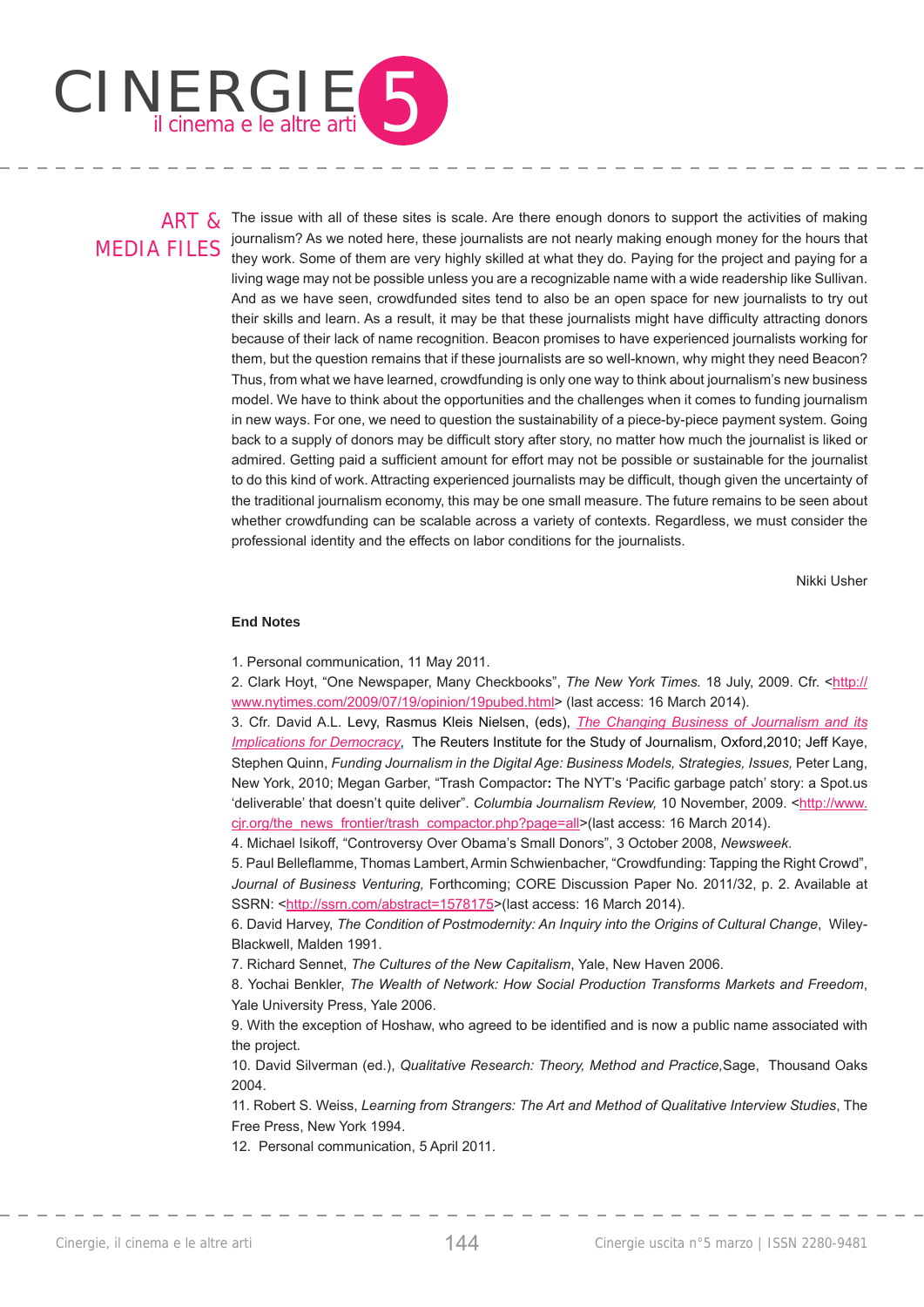The issue with all of these sites is scale. Are there enough donors to support the activities of making journalism? As we noted here, these journalists are not nearly making enough money for the hours that they work. Some of them are very highly skilled at what they do. Paying for the project and paying for a living wage may not be possible unless you are a recognizable name with a wide readership like Sullivan. And as we have seen, crowdfunded sites tend to also be an open space for new journalists to try out their skills and learn. As a result, it may be that these journalists might have difficulty attracting donors because of their lack of name recognition. Beacon promises to have experienced journalists working for them, but the question remains that if these journalists are so well-known, why might they need Beacon? Thus, from what we have learned, crowdfunding is only one way to think about journalism's new business model. We have to think about the opportunities and the challenges when it comes to funding journalism in new ways. For one, we need to question the sustainability of a piece-by-piece payment system. Going back to a supply of donors may be difficult story after story, no matter how much the journalist is liked or admired. Getting paid a sufficient amount for effort may not be possible or sustainable for the journalist to do this kind of work. Attracting experienced journalists may be difficult, though given the uncertainty of the traditional journalism economy, this may be one small measure. The future remains to be seen about whether crowdfunding can be scalable across a variety of contexts. Regardless, we must consider the professional identity and the effects on labor conditions for the journalists.

Nikki Usher

**End Notes**

1. Personal communication, 11 May 2011.
2. Clark Hoyt, "One Newspaper, Many Checkbooks", *The New York Times.* 18 July, 2009. Cfr. <http://www.nytimes.com/2009/07/19/opinion/19pubed.html> (last access: 16 March 2014).
3. Cfr. David A.L. Levy, Rasmus Kleis Nielsen, (eds), *The Changing Business of Journalism and its Implications for Democracy*, The Reuters Institute for the Study of Journalism, Oxford,2010; Jeff Kaye, Stephen Quinn, *Funding Journalism in the Digital Age: Business Models, Strategies, Issues,* Peter Lang, New York, 2010; Megan Garber, "Trash Compactor**:** The NYT's 'Pacific garbage patch' story: a Spot.us 'deliverable' that doesn't quite deliver". *Columbia Journalism Review,* 10 November, 2009. <http://www.cjr.org/the_news_frontier/trash_compactor.php?page=all>(last access: 16 March 2014).
4. Michael Isikoff, "Controversy Over Obama's Small Donors", 3 October 2008, *Newsweek.*
5. Paul Belleflamme, Thomas Lambert, Armin Schwienbacher, "Crowdfunding: Tapping the Right Crowd", *Journal of Business Venturing,* Forthcoming; CORE Discussion Paper No. 2011/32, p. 2. Available at SSRN: <http://ssrn.com/abstract=1578175>(last access: 16 March 2014).
6. David Harvey, *The Condition of Postmodernity: An Inquiry into the Origins of Cultural Change*, Wiley-Blackwell, Malden 1991.
7. Richard Sennet, *The Cultures of the New Capitalism*, Yale, New Haven 2006.
8. Yochai Benkler, *The Wealth of Network: How Social Production Transforms Markets and Freedom*, Yale University Press, Yale 2006.
9. With the exception of Hoshaw, who agreed to be identified and is now a public name associated with the project.
10. David Silverman (ed.), *Qualitative Research: Theory, Method and Practice,*Sage, Thousand Oaks 2004.
11. Robert S. Weiss, *Learning from Strangers: The Art and Method of Qualitative Interview Studies*, The Free Press, New York 1994.
12. Personal communication, 5 April 2011.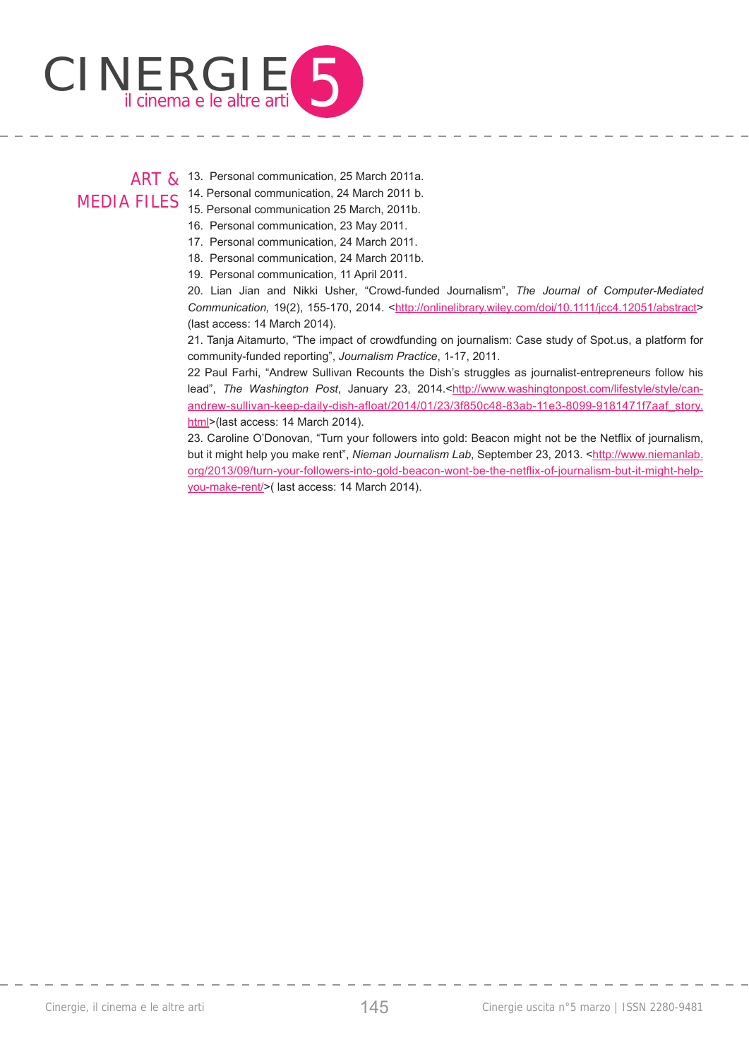13. Personal communication, 25 March 2011a.
14. Personal communication, 24 March 2011 b.
15. Personal communication 25 March, 2011b.
16. Personal communication, 23 May 2011.
17. Personal communication, 24 March 2011.
18. Personal communication, 24 March 2011b.
19. Personal communication, 11 April 2011.
20. Lian Jian and Nikki Usher, “Crowd-funded Journalism”, *The Journal of Computer-Mediated Communication,* 19(2), 155-170, 2014. <http://onlinelibrary.wiley.com/doi/10.1111/jcc4.12051/abstract> (last access: 14 March 2014).
21. Tanja Aitamurto, “The impact of crowdfunding on journalism: Case study of Spot.us, a platform for community-funded reporting”, *Journalism Practice*, 1-17, 2011.
22 Paul Farhi, “Andrew Sullivan Recounts the Dish’s struggles as journalist-entrepreneurs follow his lead”, *The Washington Post*, January 23, 2014.<http://www.washingtonpost.com/lifestyle/style/can-andrew-sullivan-keep-daily-dish-afloat/2014/01/23/3f850c48-83ab-11e3-8099-9181471f7aaf_story.html>(last access: 14 March 2014).
23. Caroline O’Donovan, “Turn your followers into gold: Beacon might not be the Netflix of journalism, but it might help you make rent”, *Nieman Journalism Lab*, September 23, 2013. <http://www.niemanlab.org/2013/09/turn-your-followers-into-gold-beacon-wont-be-the-netflix-of-journalism-but-it-might-help-you-make-rent/>( last access: 14 March 2014).